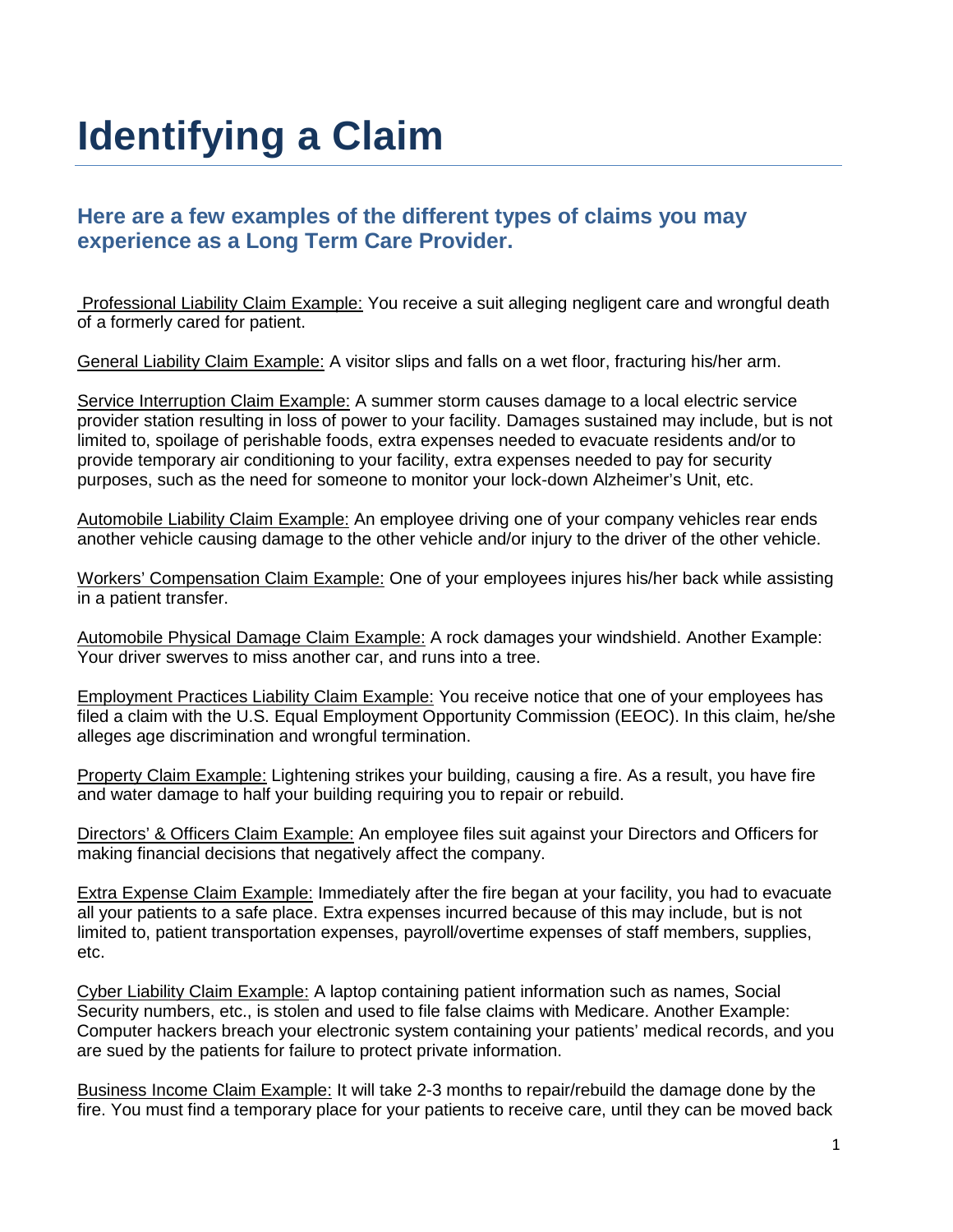# Identifying a Claim

## Here are a few examples of the different types of claims you may experience as a Long Term Care Provider.

Professional Liability Claim Example: You receive a suit alleging negligent care and wrongful death of a formerly cared for patient.

General Liability Claim Example: A visitor slips and falls on a wet floor, fracturing his/her arm.

Service Interruption Claim Example: A summer storm causes damage to a local electric service provider station resulting in loss of power to your facility. Damages sustained may include, but is not limited to, spoilage of perishable foods, extra expenses needed to evacuate residents and/or to provide temporary air conditioning to your facility, extra expenses needed to pay for security purposes, such as the need for someone to monitor your lock-down Alzheimer's Unit, etc.

Automobile Liability Claim Example: An employee driving one of your company vehicles rear ends another vehicle causing damage to the other vehicle and/or injury to the driver of the other vehicle.

Workers' Compensation Claim Example: One of your employees injures his/her back while assisting in a patient transfer.

Automobile Physical Damage Claim Example: A rock damages your windshield. Another Example: Your driver swerves to miss another car, and runs into a tree.

Employment Practices Liability Claim Example: You receive notice that one of your employees has filed a claim with the U.S. Equal Employment Opportunity Commission (EEOC). In this claim, he/she alleges age discrimination and wrongful termination.

Property Claim Example: Lightening strikes your building, causing a fire. As a result, you have fire and water damage to half your building requiring you to repair or rebuild.

Directors' & Officers Claim Example: An employee files suit against your Directors and Officers for making financial decisions that negatively affect the company.

Extra Expense Claim Example: Immediately after the fire began at your facility, you had to evacuate all your patients to a safe place. Extra expenses incurred because of this may include, but is not limited to, patient transportation expenses, payroll/overtime expenses of staff members, supplies, etc.

Cyber Liability Claim Example: A laptop containing patient information such as names, Social Security numbers, etc., is stolen and used to file false claims with Medicare. Another Example: Computer hackers breach your electronic system containing your patients' medical records, and you are sued by the patients for failure to protect private information.

Business Income Claim Example: It will take 2-3 months to repair/rebuild the damage done by the fire. You must find a temporary place for your patients to receive care, until they can be moved back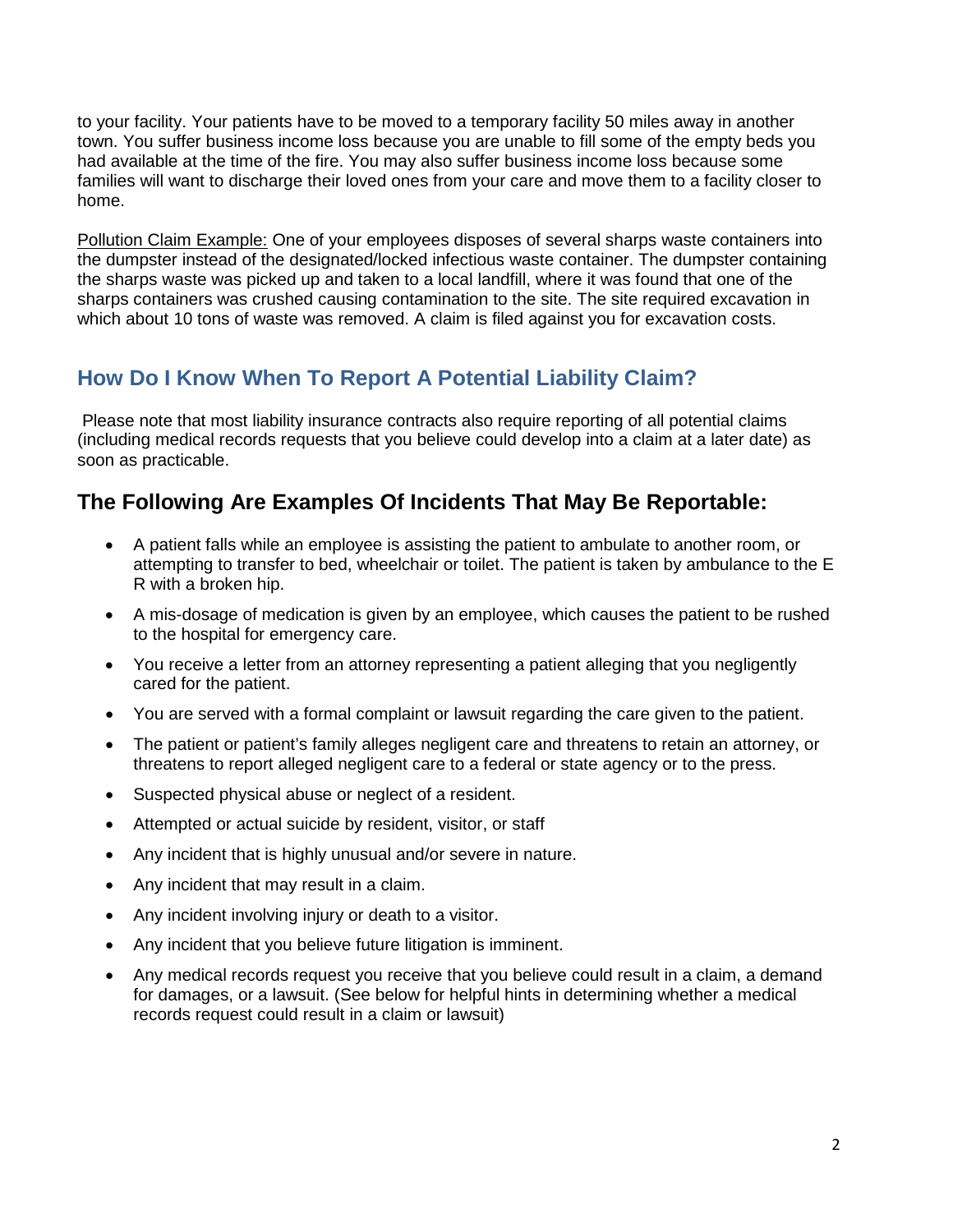to your facility. Your patients have to be moved to a temporary facility 50 miles away in another town. You suffer business income loss because you are unable to fill some of the empty beds you had available at the time of the fire. You may also suffer business income loss because some families will want to discharge their loved ones from your care and move them to a facility closer to home.

Pollution Claim Example: One of your employees disposes of several sharps waste containers into the dumpster instead of the designated/locked infectious waste container. The dumpster containing the sharps waste was picked up and taken to a local landfill, where it was found that one of the sharps containers was crushed causing contamination to the site. The site required excavation in which about 10 tons of waste was removed. A claim is filed against you for excavation costs.

## How Do I Know When To Report A Potential Liability Claim?

Please note that most liability insurance contracts also require reporting of all potential claims (including medical records requests that you believe could develop into a claim at a later date) as soon as practicable.

## The Following Are Examples Of Incidents That May Be Reportable:

- A patient falls while an employee is assisting the patient to ambulate to another room, or attempting to transfer to bed, wheelchair or toilet. The patient is taken by ambulance to the E R with a broken hip.
- A mis-dosage of medication is given by an employee, which causes the patient to be rushed to the hospital for emergency care.
- You receive a letter from an attorney representing a patient alleging that you negligently cared for the patient.
- You are served with a formal complaint or lawsuit regarding the care given to the patient.
- The patient or patient's family alleges negligent care and threatens to retain an attorney, or threatens to report alleged negligent care to a federal or state agency or to the press.
- Suspected physical abuse or neglect of a resident.
- Attempted or actual suicide by resident, visitor, or staff
- Any incident that is highly unusual and/or severe in nature.
- Any incident that may result in a claim.
- Any incident involving injury or death to a visitor.
- Any incident that you believe future litigation is imminent.
- Any medical records request you receive that you believe could result in a claim, a demand for damages, or a lawsuit. (See below for helpful hints in determining whether a medical records request could result in a claim or lawsuit)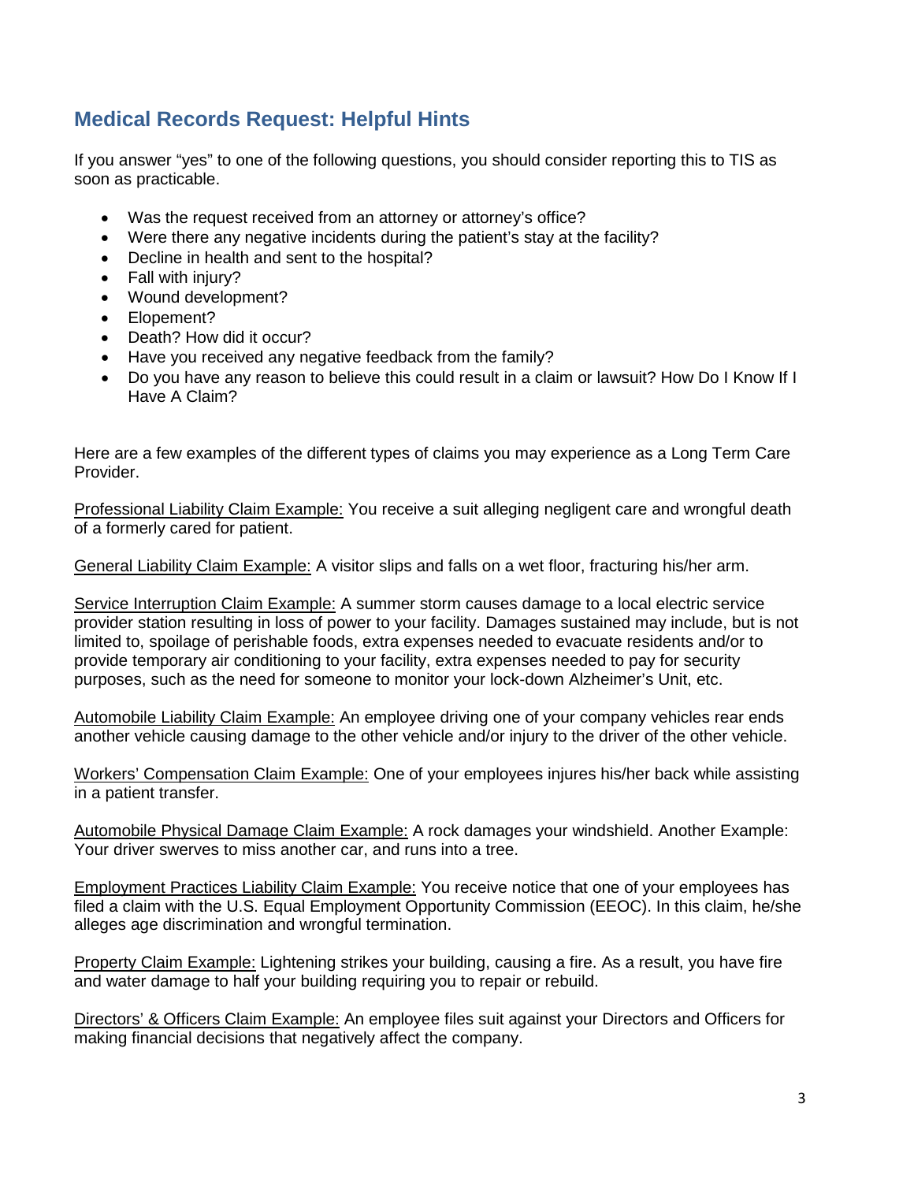## Medical Records Request: Helpful Hints

If you answer "yes" to one of the following questions, you should consider reporting this to TIS as soon as practicable.

- Was the request received from an attorney or attorney's office?
- Were there any negative incidents during the patient's stay at the facility?
- Decline in health and sent to the hospital?
- Fall with injury?
- Wound development?
- Elopement?
- Death? How did it occur?
- Have you received any negative feedback from the family?
- Do you have any reason to believe this could result in a claim or lawsuit? How Do I Know If I Have A Claim?

Here are a few examples of the different types of claims you may experience as a Long Term Care Provider.

<u>Professional Liability Claim Example:</u> You receive a suit alleging negligent care and wrongful death of a formerly cared for patient.

<u>General Liability Claim Example:</u> A visitor slips and falls on a wet floor, fracturing his/her arm.

<u>Service Interruption Claim Example:</u> A summer storm causes damage to a local electric service provider station resulting in loss of power to your facility. Damages sustained may include, but is not limited to, spoilage of perishable foods, extra expenses needed to evacuate residents and/or to provide temporary air conditioning to your facility, extra expenses needed to pay for security purposes, such as the need for someone to monitor your lock-down Alzheimer's Unit, etc.

<u>Automobile Liability Claim Example:</u> An employee driving one of your company vehicles rear ends another vehicle causing damage to the other vehicle and/or injury to the driver of the other vehicle.

<u>Workers' Compensation Claim Example:</u> One of your employees injures his/her back while assisting in a patient transfer.

<u>Automobile Physical Damage Claim Example:</u> A rock damages your windshield. Another Example: Your driver swerves to miss another car, and runs into a tree.

<u>Employment Practices Liability Claim Example:</u> You receive notice that one of your employees has filed a claim with the U.S. Equal Employment Opportunity Commission (EEOC). In this claim, he/she alleges age discrimination and wrongful termination.

<u>Property Claim Example:</u> Lightening strikes your building, causing a fire. As a result, you have fire and water damage to half your building requiring you to repair or rebuild.

<u>Directors' & Officers Claim Example:</u> An employee files suit against your Directors and Officers for making financial decisions that negatively affect the company.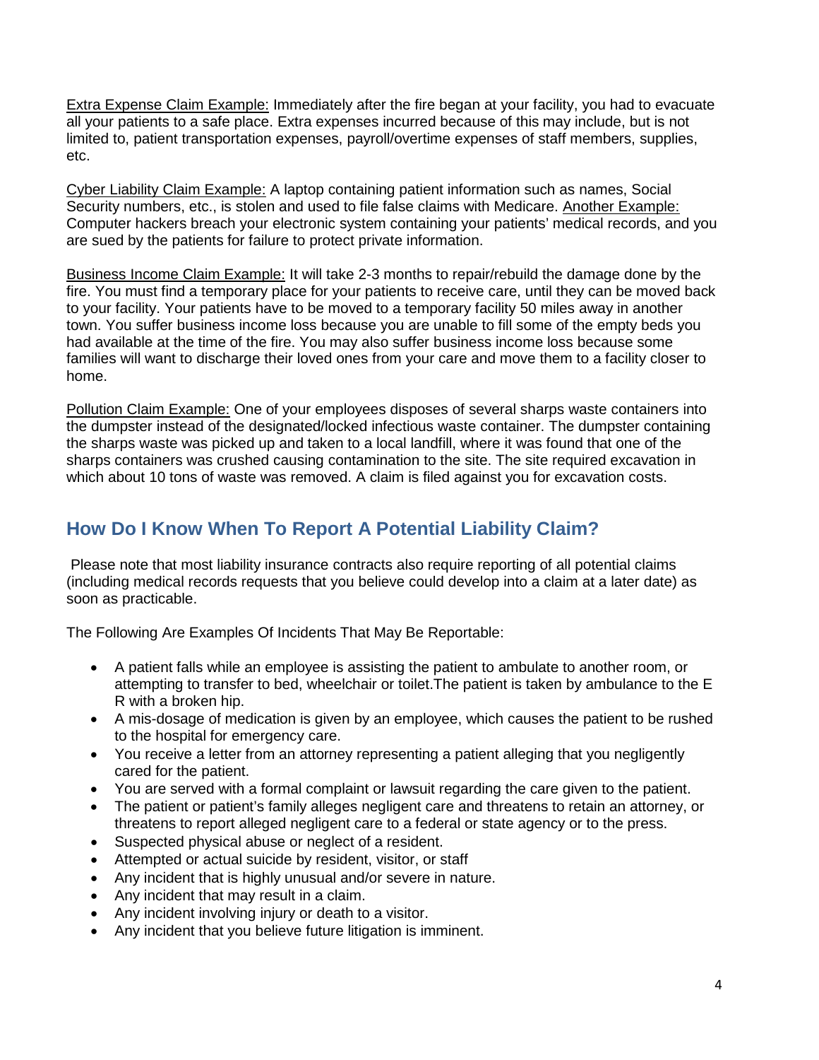Extra Expense Claim Example: Immediately after the fire began at your facility, you had to evacuate all your patients to a safe place. Extra expenses incurred because of this may include, but is not limited to, patient transportation expenses, payroll/overtime expenses of staff members, supplies, etc.

Cyber Liability Claim Example: A laptop containing patient information such as names, Social Security numbers, etc., is stolen and used to file false claims with Medicare. Another Example: Computer hackers breach your electronic system containing your patients' medical records, and you are sued by the patients for failure to protect private information.

Business Income Claim Example: It will take 2-3 months to repair/rebuild the damage done by the fire. You must find a temporary place for your patients to receive care, until they can be moved back to your facility. Your patients have to be moved to a temporary facility 50 miles away in another town. You suffer business income loss because you are unable to fill some of the empty beds you had available at the time of the fire. You may also suffer business income loss because some families will want to discharge their loved ones from your care and move them to a facility closer to home.

Pollution Claim Example: One of your employees disposes of several sharps waste containers into the dumpster instead of the designated/locked infectious waste container. The dumpster containing the sharps waste was picked up and taken to a local landfill, where it was found that one of the sharps containers was crushed causing contamination to the site. The site required excavation in which about 10 tons of waste was removed. A claim is filed against you for excavation costs.

## How Do I Know When To Report A Potential Liability Claim?

Please note that most liability insurance contracts also require reporting of all potential claims (including medical records requests that you believe could develop into a claim at a later date) as soon as practicable.

The Following Are Examples Of Incidents That May Be Reportable:

- A patient falls while an employee is assisting the patient to ambulate to another room, or attempting to transfer to bed, wheelchair or toilet.The patient is taken by ambulance to the E R with a broken hip.
- A mis-dosage of medication is given by an employee, which causes the patient to be rushed to the hospital for emergency care.
- You receive a letter from an attorney representing a patient alleging that you negligently cared for the patient.
- You are served with a formal complaint or lawsuit regarding the care given to the patient.
- The patient or patient's family alleges negligent care and threatens to retain an attorney, or threatens to report alleged negligent care to a federal or state agency or to the press.
- Suspected physical abuse or neglect of a resident.
- Attempted or actual suicide by resident, visitor, or staff
- Any incident that is highly unusual and/or severe in nature.
- Any incident that may result in a claim.
- Any incident involving injury or death to a visitor.
- Any incident that you believe future litigation is imminent.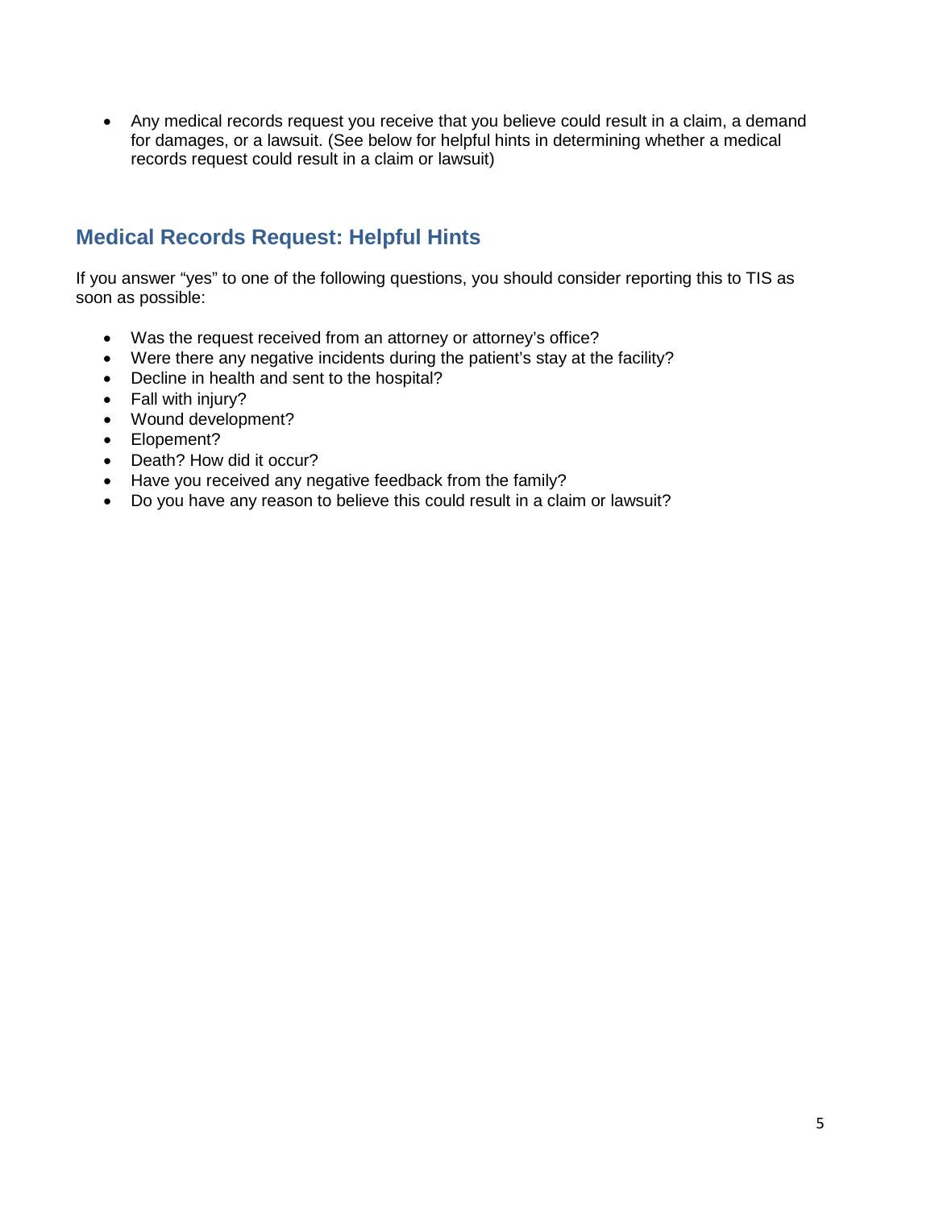- Any medical records request you receive that you believe could result in a claim, a demand for damages, or a lawsuit. (See below for helpful hints in determining whether a medical records request could result in a claim or lawsuit)

## Medical Records Request: Helpful Hints

If you answer "yes" to one of the following questions, you should consider reporting this to TIS as soon as possible:

- Was the request received from an attorney or attorney's office?
- Were there any negative incidents during the patient's stay at the facility?
- Decline in health and sent to the hospital?
- Fall with injury?
- Wound development?
- Elopement?
- Death? How did it occur?
- Have you received any negative feedback from the family?
- Do you have any reason to believe this could result in a claim or lawsuit?